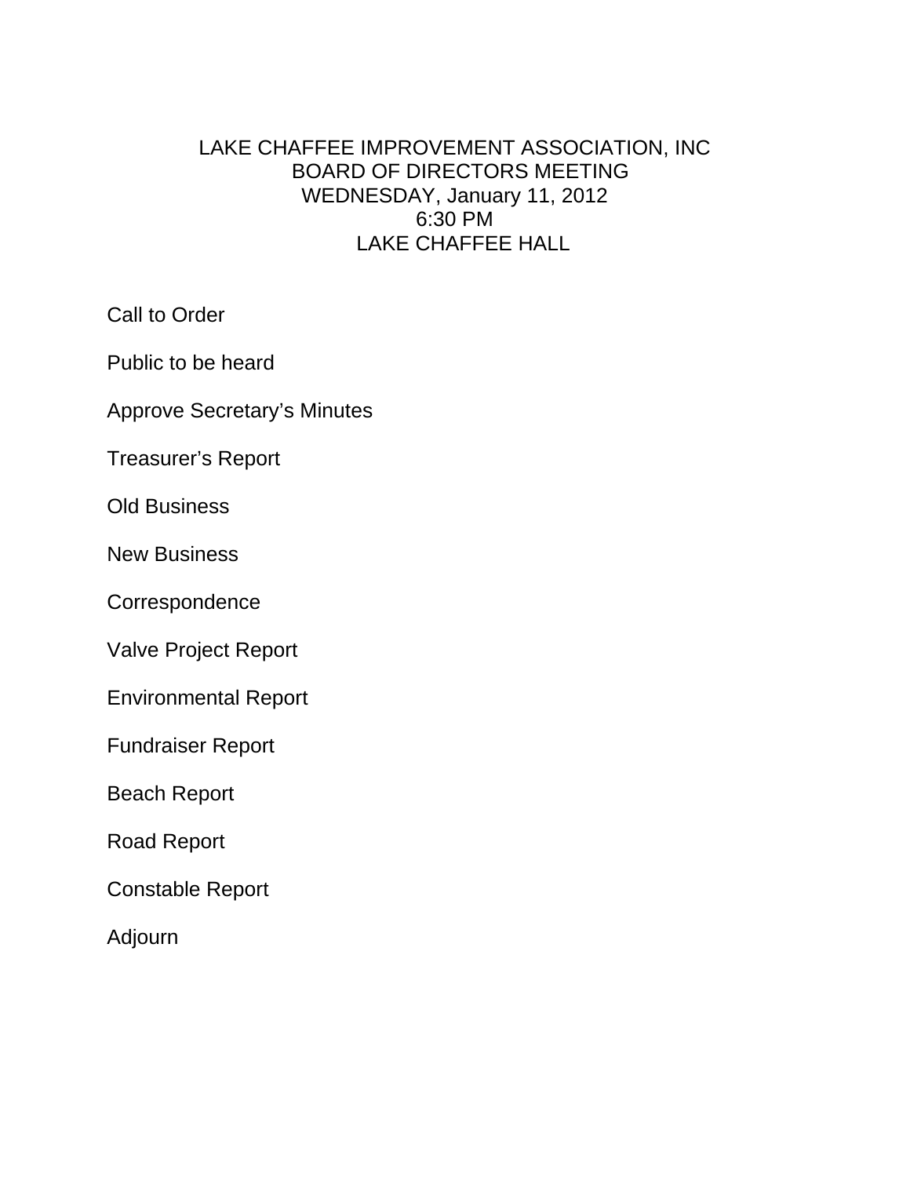# LAKE CHAFFEE IMPROVEMENT ASSOCIATION, INC
## BOARD OF DIRECTORS MEETING
## WEDNESDAY, January 11, 2012
## 6:30 PM
## LAKE CHAFFEE HALL

Call to Order

Public to be heard

Approve Secretary's Minutes

Treasurer's Report

Old Business

New Business

Correspondence

Valve Project Report

Environmental Report

Fundraiser Report

Beach Report

Road Report

Constable Report

Adjourn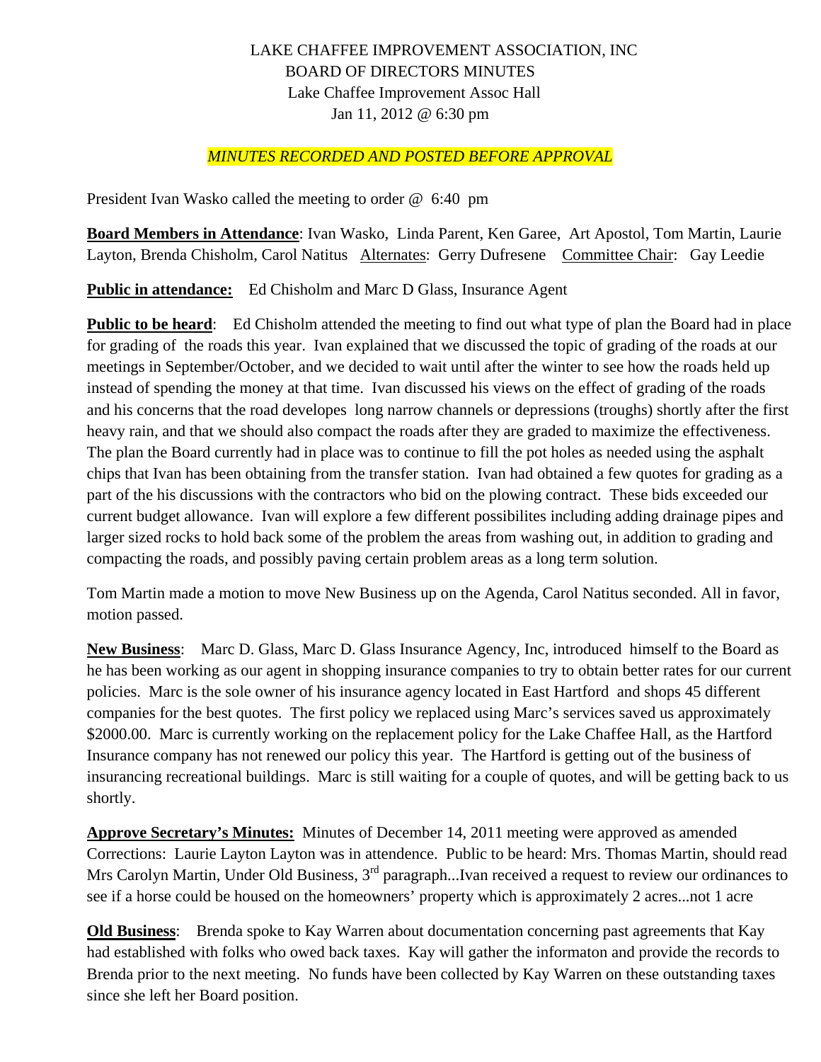LAKE CHAFFEE IMPROVEMENT ASSOCIATION, INC
BOARD OF DIRECTORS MINUTES
Lake Chaffee Improvement Assoc Hall
Jan 11, 2012 @ 6:30 pm

*MINUTES RECORDED AND POSTED BEFORE APPROVAL*

President Ivan Wasko called the meeting to order @ 6:40 pm

**Board Members in Attendance**: Ivan Wasko, Linda Parent, Ken Garee, Art Apostol, Tom Martin, Laurie Layton, Brenda Chisholm, Carol Natitus Alternates: Gerry Dufresene Committee Chair: Gay Leedie

**Public in attendance:** Ed Chisholm and Marc D Glass, Insurance Agent

**Public to be heard**: Ed Chisholm attended the meeting to find out what type of plan the Board had in place for grading of the roads this year. Ivan explained that we discussed the topic of grading of the roads at our meetings in September/October, and we decided to wait until after the winter to see how the roads held up instead of spending the money at that time. Ivan discussed his views on the effect of grading of the roads and his concerns that the road developes long narrow channels or depressions (troughs) shortly after the first heavy rain, and that we should also compact the roads after they are graded to maximize the effectiveness. The plan the Board currently had in place was to continue to fill the pot holes as needed using the asphalt chips that Ivan has been obtaining from the transfer station. Ivan had obtained a few quotes for grading as a part of the his discussions with the contractors who bid on the plowing contract. These bids exceeded our current budget allowance. Ivan will explore a few different possibilites including adding drainage pipes and larger sized rocks to hold back some of the problem the areas from washing out, in addition to grading and compacting the roads, and possibly paving certain problem areas as a long term solution.

Tom Martin made a motion to move New Business up on the Agenda, Carol Natitus seconded. All in favor, motion passed.

**New Business**: Marc D. Glass, Marc D. Glass Insurance Agency, Inc, introduced himself to the Board as he has been working as our agent in shopping insurance companies to try to obtain better rates for our current policies. Marc is the sole owner of his insurance agency located in East Hartford and shops 45 different companies for the best quotes. The first policy we replaced using Marc's services saved us approximately $2000.00. Marc is currently working on the replacement policy for the Lake Chaffee Hall, as the Hartford Insurance company has not renewed our policy this year. The Hartford is getting out of the business of insurancing recreational buildings. Marc is still waiting for a couple of quotes, and will be getting back to us shortly.

**Approve Secretary's Minutes:** Minutes of December 14, 2011 meeting were approved as amended Corrections: Laurie Layton Layton was in attendence. Public to be heard: Mrs. Thomas Martin, should read Mrs Carolyn Martin, Under Old Business, 3rd paragraph...Ivan received a request to review our ordinances to see if a horse could be housed on the homeowners' property which is approximately 2 acres...not 1 acre

**Old Business**: Brenda spoke to Kay Warren about documentation concerning past agreements that Kay had established with folks who owed back taxes. Kay will gather the informaton and provide the records to Brenda prior to the next meeting. No funds have been collected by Kay Warren on these outstanding taxes since she left her Board position.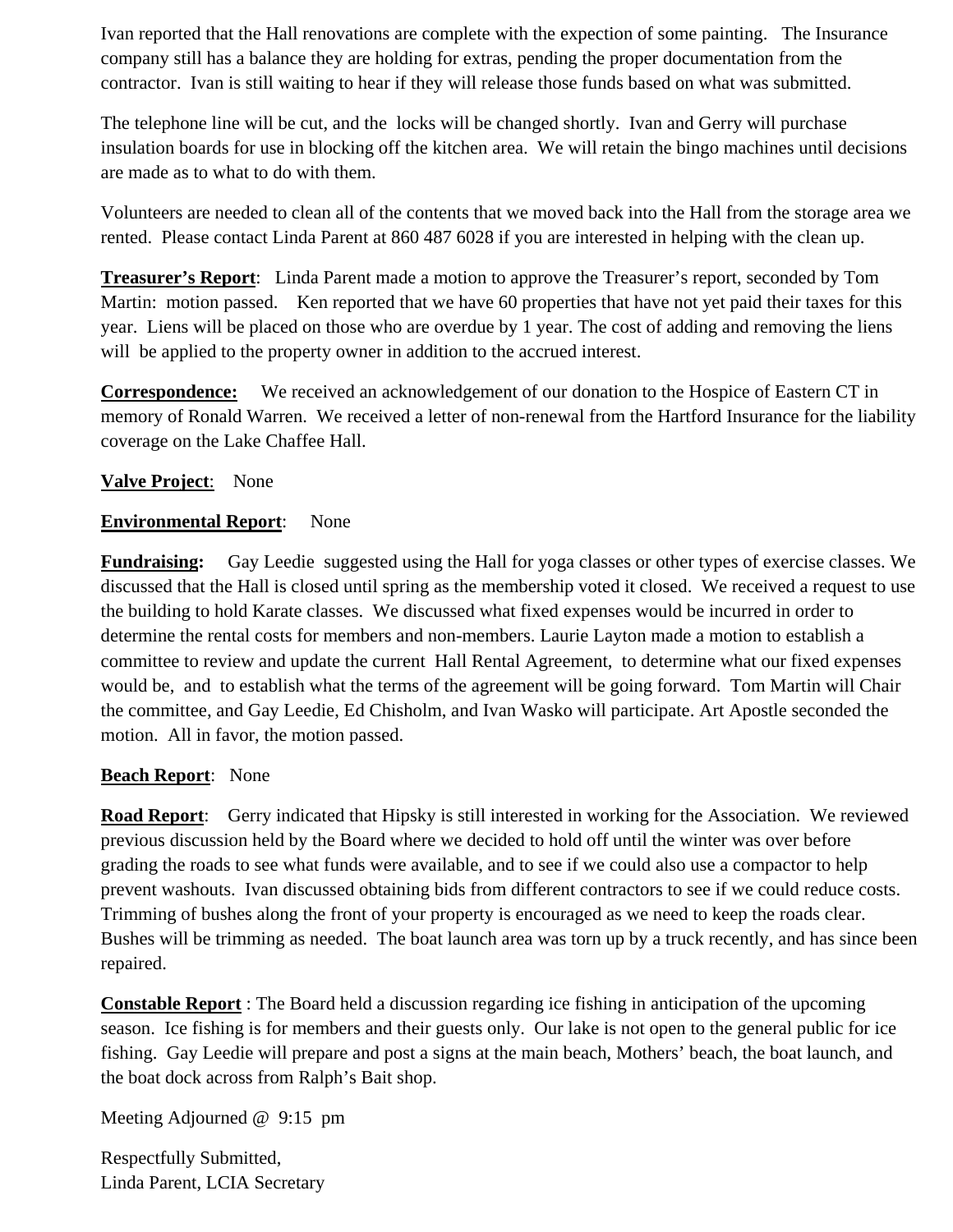Ivan reported that the Hall renovations are complete with the expection of some painting. The Insurance company still has a balance they are holding for extras, pending the proper documentation from the contractor. Ivan is still waiting to hear if they will release those funds based on what was submitted.

The telephone line will be cut, and the locks will be changed shortly. Ivan and Gerry will purchase insulation boards for use in blocking off the kitchen area. We will retain the bingo machines until decisions are made as to what to do with them.

Volunteers are needed to clean all of the contents that we moved back into the Hall from the storage area we rented. Please contact Linda Parent at 860 487 6028 if you are interested in helping with the clean up.

**<u>Treasurer's Report</u>**: Linda Parent made a motion to approve the Treasurer's report, seconded by Tom Martin: motion passed. Ken reported that we have 60 properties that have not yet paid their taxes for this year. Liens will be placed on those who are overdue by 1 year. The cost of adding and removing the liens will be applied to the property owner in addition to the accrued interest.

**<u>Correspondence:</u>** We received an acknowledgement of our donation to the Hospice of Eastern CT in memory of Ronald Warren. We received a letter of non-renewal from the Hartford Insurance for the liability coverage on the Lake Chaffee Hall.

**<u>Valve Project</u>**: None

**<u>Environmental Report</u>**: None

**<u>Fundraising:</u>** Gay Leedie suggested using the Hall for yoga classes or other types of exercise classes. We discussed that the Hall is closed until spring as the membership voted it closed. We received a request to use the building to hold Karate classes. We discussed what fixed expenses would be incurred in order to determine the rental costs for members and non-members. Laurie Layton made a motion to establish a committee to review and update the current Hall Rental Agreement, to determine what our fixed expenses would be, and to establish what the terms of the agreement will be going forward. Tom Martin will Chair the committee, and Gay Leedie, Ed Chisholm, and Ivan Wasko will participate. Art Apostle seconded the motion. All in favor, the motion passed.

**<u>Beach Report</u>**: None

**<u>Road Report</u>**: Gerry indicated that Hipsky is still interested in working for the Association. We reviewed previous discussion held by the Board where we decided to hold off until the winter was over before grading the roads to see what funds were available, and to see if we could also use a compactor to help prevent washouts. Ivan discussed obtaining bids from different contractors to see if we could reduce costs. Trimming of bushes along the front of your property is encouraged as we need to keep the roads clear. Bushes will be trimming as needed. The boat launch area was torn up by a truck recently, and has since been repaired.

**<u>Constable Report</u>** : The Board held a discussion regarding ice fishing in anticipation of the upcoming season. Ice fishing is for members and their guests only. Our lake is not open to the general public for ice fishing. Gay Leedie will prepare and post a signs at the main beach, Mothers' beach, the boat launch, and the boat dock across from Ralph's Bait shop.

Meeting Adjourned @ 9:15 pm

Respectfully Submitted,
Linda Parent, LCIA Secretary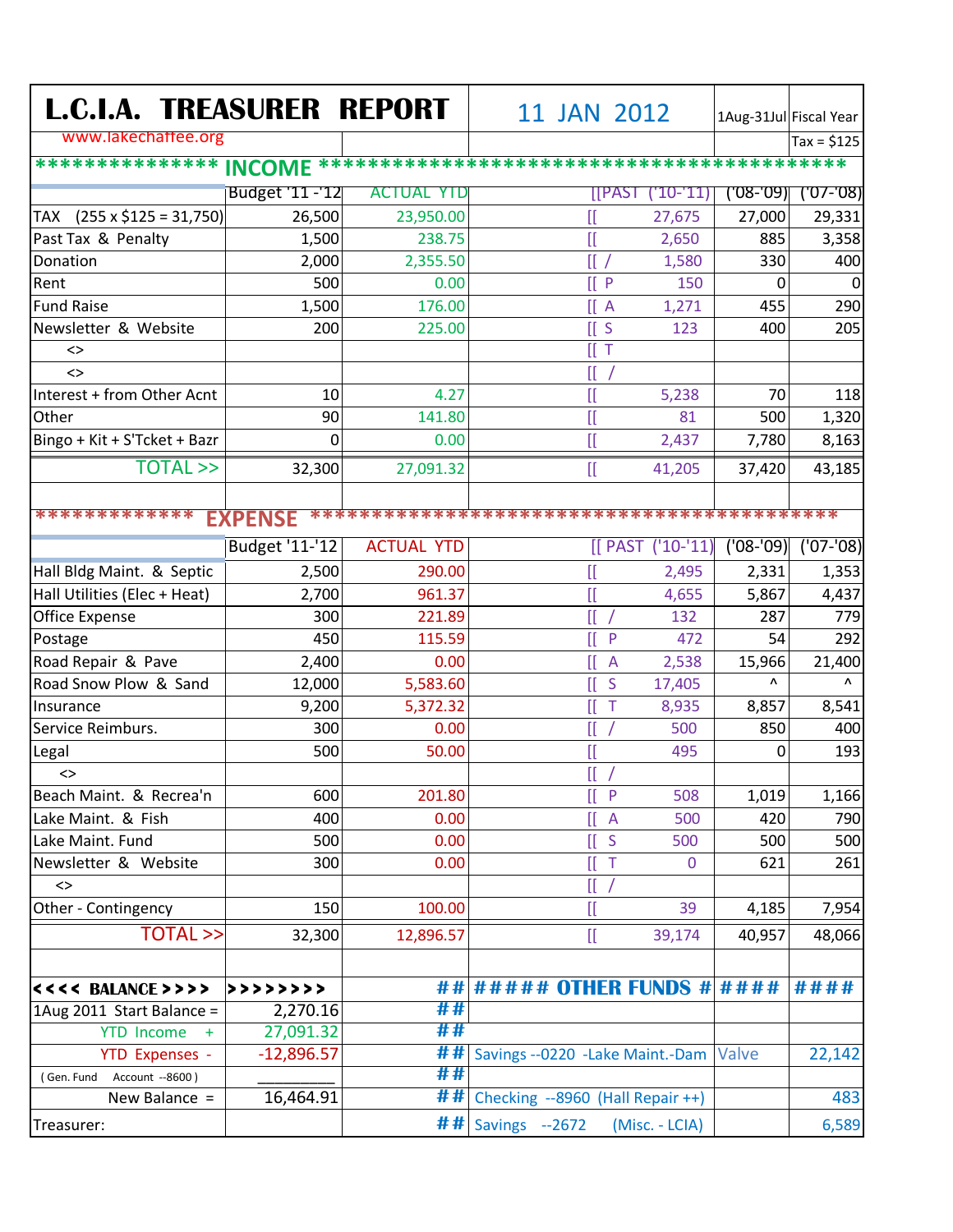# L.C.I.A. TREASURER REPORT

www.lakechaffee.org

11 JAN 2012

1Aug-31Jul Fiscal Year

Tax = $125

**************** INCOME ****************

| | Budget '11 -'12 | ACTUAL YTD | [[PAST ('10-'11) | ('08-'09) | ('07-'08) |
|---|---|---|---|---|---|
| TAX (255 x $125 = 31,750) | 26,500 | 23,950.00 | [[ 27,675 | 27,000 | 29,331 |
| Past Tax & Penalty | 1,500 | 238.75 | [[ 2,650 | 885 | 3,358 |
| Donation | 2,000 | 2,355.50 | [[ / 1,580 | 330 | 400 |
| Rent | 500 | 0.00 | [[ P 150 | 0 | 0 |
| Fund Raise | 1,500 | 176.00 | [[ A 1,271 | 455 | 290 |
| Newsletter & Website | 200 | 225.00 | [[ S 123 | 400 | 205 |
| <> | | | [[ T | | |
| <> | | | [[ / | | |
| Interest + from Other Acnt | 10 | 4.27 | [[ 5,238 | 70 | 118 |
| Other | 90 | 141.80 | [[ 81 | 500 | 1,320 |
| Bingo + Kit + S'Tcket + Bazr | 0 | 0.00 | [[ 2,437 | 7,780 | 8,163 |
| TOTAL >> | 32,300 | 27,091.32 | [[ 41,205 | 37,420 | 43,185 |

**************** EXPENSE ****************

| | Budget '11-'12 | ACTUAL YTD | [[ PAST ('10-'11) | ('08-'09) | ('07-'08) |
|---|---|---|---|---|---|
| Hall Bldg Maint. & Septic | 2,500 | 290.00 | [[ 2,495 | 2,331 | 1,353 |
| Hall Utilities (Elec + Heat) | 2,700 | 961.37 | [[ 4,655 | 5,867 | 4,437 |
| Office Expense | 300 | 221.89 | [[ / 132 | 287 | 779 |
| Postage | 450 | 115.59 | [[ P 472 | 54 | 292 |
| Road Repair & Pave | 2,400 | 0.00 | [[ A 2,538 | 15,966 | 21,400 |
| Road Snow Plow & Sand | 12,000 | 5,583.60 | [[ S 17,405 | ^ | ^ |
| Insurance | 9,200 | 5,372.32 | [[ T 8,935 | 8,857 | 8,541 |
| Service Reimburs. | 300 | 0.00 | [[ / 500 | 850 | 400 |
| Legal | 500 | 50.00 | [[ 495 | 0 | 193 |
| <> | | | [[ / | | |
| Beach Maint. & Recrea'n | 600 | 201.80 | [[ P 508 | 1,019 | 1,166 |
| Lake Maint. & Fish | 400 | 0.00 | [[ A 500 | 420 | 790 |
| Lake Maint. Fund | 500 | 0.00 | [[ S 500 | 500 | 500 |
| Newsletter & Website | 300 | 0.00 | [[ T 0 | 621 | 261 |
| <> | | | [[ / | | |
| Other - Contingency | 150 | 100.00 | [[ 39 | 4,185 | 7,954 |
| TOTAL >> | 32,300 | 12,896.57 | [[ 39,174 | 40,957 | 48,066 |

| <<<< BALANCE >>>> | >>>>>>>> | ## | ##### OTHER FUNDS # | #### | #### |
|---|---|---|---|---|---|
| 1Aug 2011 Start Balance = | 2,270.16 | ## | | | |
| YTD Income + | 27,091.32 | ## | | | |
| YTD Expenses - | -12,896.57 | ## | Savings --0220 -Lake Maint.-Dam | Valve | 22,142 |
| ( Gen. Fund Account --8600 ) | __________ | ## | | | |
| New Balance = | 16,464.91 | ## | Checking --8960 (Hall Repair ++) | | 483 |
| Treasurer: | | ## | Savings --2672 (Misc. - LCIA) | | 6,589 |